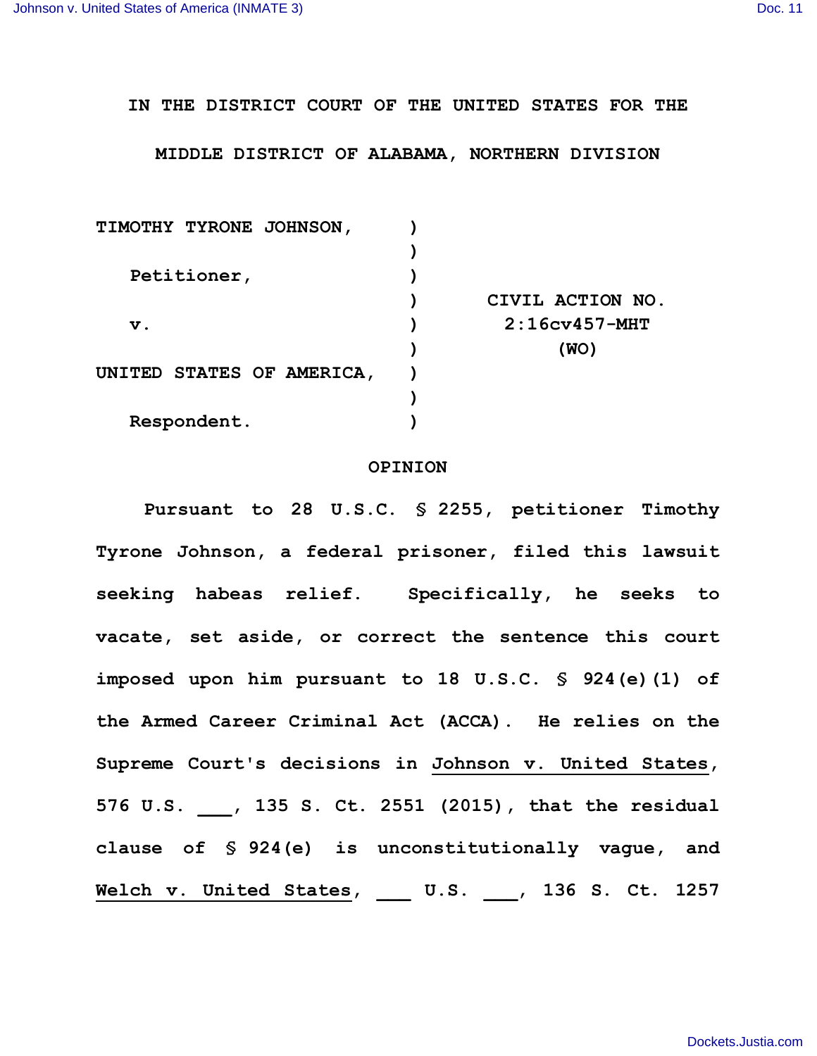IN THE DISTRICT COURT OF THE UNITED STATES FOR THE MIDDLE DISTRICT OF ALABAMA, NORTHERN DIVISION

| | | |
|---|---|---|
| TIMOTHY TYRONE JOHNSON, | ) | |
| | ) | |
| Petitioner, | ) | |
| | ) | CIVIL ACTION NO. |
| v. | ) | 2:16cv457-MHT |
| | ) | (WO) |
| UNITED STATES OF AMERICA, | ) | |
| | ) | |
| Respondent. | ) | |

# OPINION

Pursuant to 28 U.S.C. § 2255, petitioner Timothy Tyrone Johnson, a federal prisoner, filed this lawsuit seeking habeas relief. Specifically, he seeks to vacate, set aside, or correct the sentence this court imposed upon him pursuant to 18 U.S.C. § 924(e)(1) of the Armed Career Criminal Act (ACCA). He relies on the Supreme Court's decisions in Johnson v. United States, 576 U.S. ___, 135 S. Ct. 2551 (2015), that the residual clause of § 924(e) is unconstitutionally vague, and Welch v. United States, ___ U.S. ___, 136 S. Ct. 1257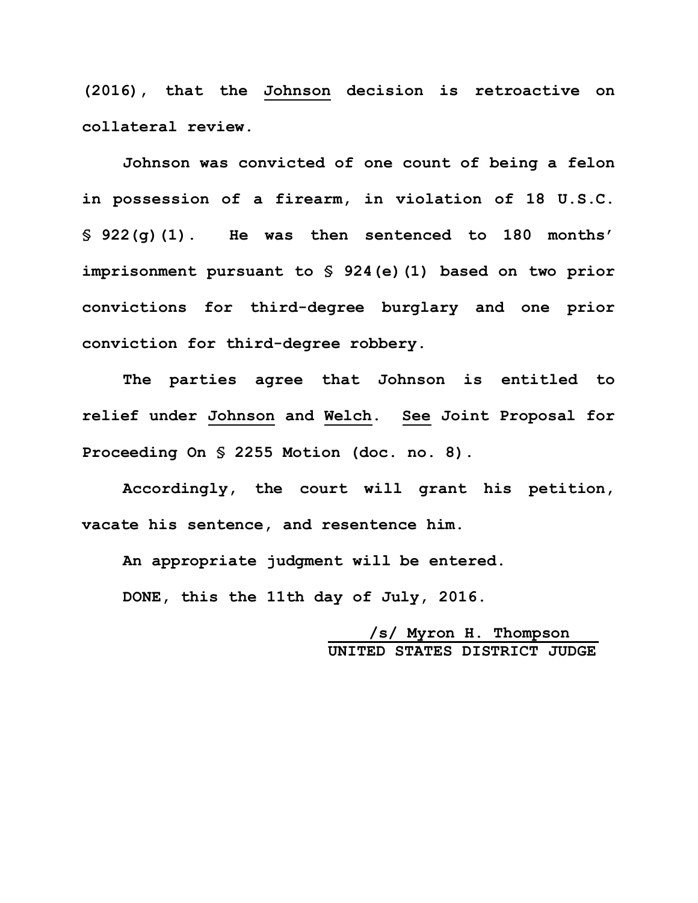(2016), that the Johnson decision is retroactive on collateral review.

Johnson was convicted of one count of being a felon in possession of a firearm, in violation of 18 U.S.C. § 922(g)(1). He was then sentenced to 180 months' imprisonment pursuant to § 924(e)(1) based on two prior convictions for third-degree burglary and one prior conviction for third-degree robbery.

The parties agree that Johnson is entitled to relief under Johnson and Welch. See Joint Proposal for Proceeding On § 2255 Motion (doc. no. 8).

Accordingly, the court will grant his petition, vacate his sentence, and resentence him.

An appropriate judgment will be entered.

DONE, this the 11th day of July, 2016.

/s/ Myron H. Thompson
UNITED STATES DISTRICT JUDGE